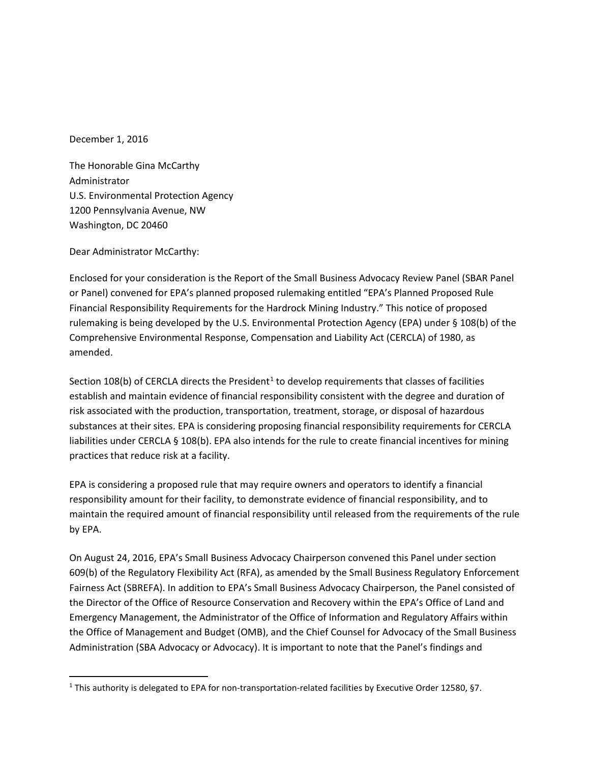December 1, 2016

The Honorable Gina McCarthy
Administrator
U.S. Environmental Protection Agency
1200 Pennsylvania Avenue, NW
Washington, DC 20460

Dear Administrator McCarthy:

Enclosed for your consideration is the Report of the Small Business Advocacy Review Panel (SBAR Panel or Panel) convened for EPA's planned proposed rulemaking entitled "EPA's Planned Proposed Rule Financial Responsibility Requirements for the Hardrock Mining Industry." This notice of proposed rulemaking is being developed by the U.S. Environmental Protection Agency (EPA) under § 108(b) of the Comprehensive Environmental Response, Compensation and Liability Act (CERCLA) of 1980, as amended.

Section 108(b) of CERCLA directs the President[1] to develop requirements that classes of facilities establish and maintain evidence of financial responsibility consistent with the degree and duration of risk associated with the production, transportation, treatment, storage, or disposal of hazardous substances at their sites. EPA is considering proposing financial responsibility requirements for CERCLA liabilities under CERCLA § 108(b). EPA also intends for the rule to create financial incentives for mining practices that reduce risk at a facility.

EPA is considering a proposed rule that may require owners and operators to identify a financial responsibility amount for their facility, to demonstrate evidence of financial responsibility, and to maintain the required amount of financial responsibility until released from the requirements of the rule by EPA.

On August 24, 2016, EPA's Small Business Advocacy Chairperson convened this Panel under section 609(b) of the Regulatory Flexibility Act (RFA), as amended by the Small Business Regulatory Enforcement Fairness Act (SBREFA). In addition to EPA's Small Business Advocacy Chairperson, the Panel consisted of the Director of the Office of Resource Conservation and Recovery within the EPA's Office of Land and Emergency Management, the Administrator of the Office of Information and Regulatory Affairs within the Office of Management and Budget (OMB), and the Chief Counsel for Advocacy of the Small Business Administration (SBA Advocacy or Advocacy). It is important to note that the Panel's findings and

[1] This authority is delegated to EPA for non-transportation-related facilities by Executive Order 12580, §7.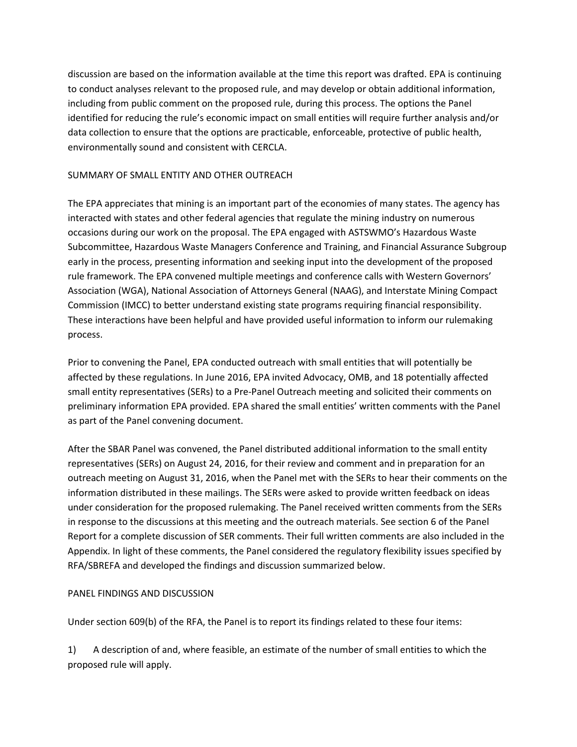discussion are based on the information available at the time this report was drafted. EPA is continuing to conduct analyses relevant to the proposed rule, and may develop or obtain additional information, including from public comment on the proposed rule, during this process. The options the Panel identified for reducing the rule's economic impact on small entities will require further analysis and/or data collection to ensure that the options are practicable, enforceable, protective of public health, environmentally sound and consistent with CERCLA.

## SUMMARY OF SMALL ENTITY AND OTHER OUTREACH

The EPA appreciates that mining is an important part of the economies of many states. The agency has interacted with states and other federal agencies that regulate the mining industry on numerous occasions during our work on the proposal. The EPA engaged with ASTSWMO's Hazardous Waste Subcommittee, Hazardous Waste Managers Conference and Training, and Financial Assurance Subgroup early in the process, presenting information and seeking input into the development of the proposed rule framework. The EPA convened multiple meetings and conference calls with Western Governors' Association (WGA), National Association of Attorneys General (NAAG), and Interstate Mining Compact Commission (IMCC) to better understand existing state programs requiring financial responsibility. These interactions have been helpful and have provided useful information to inform our rulemaking process.

Prior to convening the Panel, EPA conducted outreach with small entities that will potentially be affected by these regulations. In June 2016, EPA invited Advocacy, OMB, and 18 potentially affected small entity representatives (SERs) to a Pre-Panel Outreach meeting and solicited their comments on preliminary information EPA provided. EPA shared the small entities' written comments with the Panel as part of the Panel convening document.

After the SBAR Panel was convened, the Panel distributed additional information to the small entity representatives (SERs) on August 24, 2016, for their review and comment and in preparation for an outreach meeting on August 31, 2016, when the Panel met with the SERs to hear their comments on the information distributed in these mailings. The SERs were asked to provide written feedback on ideas under consideration for the proposed rulemaking. The Panel received written comments from the SERs in response to the discussions at this meeting and the outreach materials. See section 6 of the Panel Report for a complete discussion of SER comments. Their full written comments are also included in the Appendix. In light of these comments, the Panel considered the regulatory flexibility issues specified by RFA/SBREFA and developed the findings and discussion summarized below.

## PANEL FINDINGS AND DISCUSSION

Under section 609(b) of the RFA, the Panel is to report its findings related to these four items:

1) A description of and, where feasible, an estimate of the number of small entities to which the proposed rule will apply.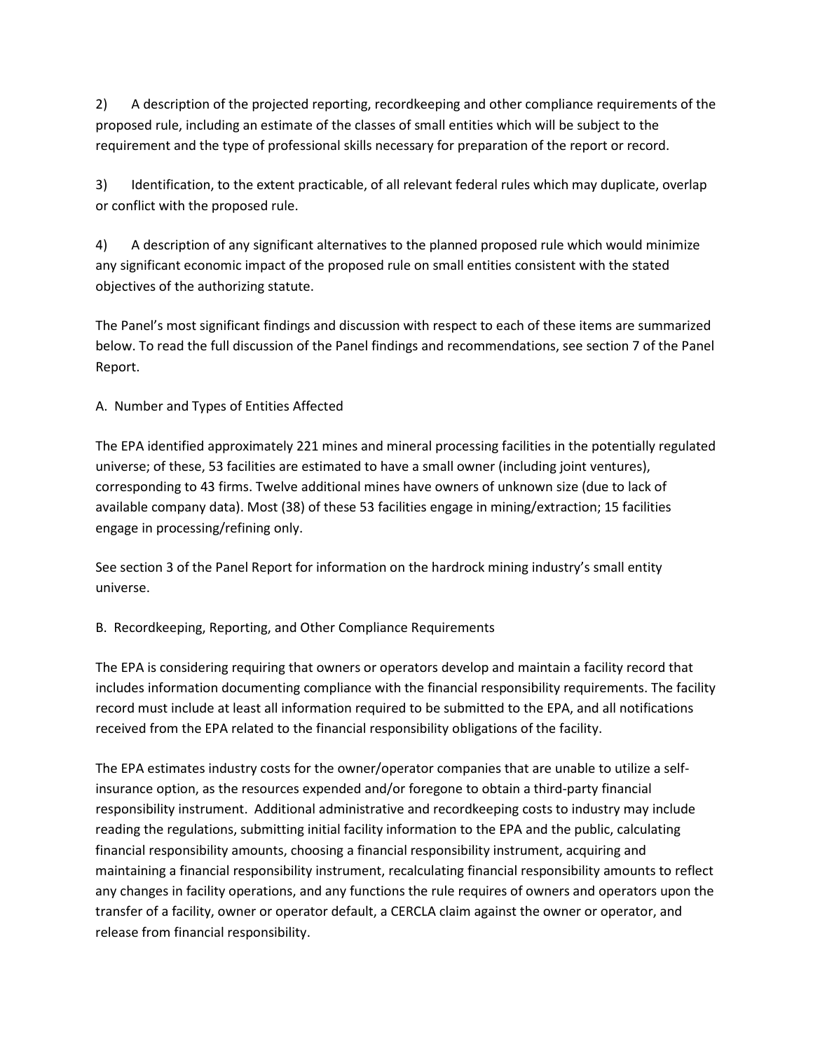2) A description of the projected reporting, recordkeeping and other compliance requirements of the proposed rule, including an estimate of the classes of small entities which will be subject to the requirement and the type of professional skills necessary for preparation of the report or record.

3) Identification, to the extent practicable, of all relevant federal rules which may duplicate, overlap or conflict with the proposed rule.

4) A description of any significant alternatives to the planned proposed rule which would minimize any significant economic impact of the proposed rule on small entities consistent with the stated objectives of the authorizing statute.

The Panel's most significant findings and discussion with respect to each of these items are summarized below. To read the full discussion of the Panel findings and recommendations, see section 7 of the Panel Report.

A. Number and Types of Entities Affected

The EPA identified approximately 221 mines and mineral processing facilities in the potentially regulated universe; of these, 53 facilities are estimated to have a small owner (including joint ventures), corresponding to 43 firms. Twelve additional mines have owners of unknown size (due to lack of available company data). Most (38) of these 53 facilities engage in mining/extraction; 15 facilities engage in processing/refining only.

See section 3 of the Panel Report for information on the hardrock mining industry's small entity universe.

B. Recordkeeping, Reporting, and Other Compliance Requirements

The EPA is considering requiring that owners or operators develop and maintain a facility record that includes information documenting compliance with the financial responsibility requirements. The facility record must include at least all information required to be submitted to the EPA, and all notifications received from the EPA related to the financial responsibility obligations of the facility.

The EPA estimates industry costs for the owner/operator companies that are unable to utilize a self-insurance option, as the resources expended and/or foregone to obtain a third-party financial responsibility instrument. Additional administrative and recordkeeping costs to industry may include reading the regulations, submitting initial facility information to the EPA and the public, calculating financial responsibility amounts, choosing a financial responsibility instrument, acquiring and maintaining a financial responsibility instrument, recalculating financial responsibility amounts to reflect any changes in facility operations, and any functions the rule requires of owners and operators upon the transfer of a facility, owner or operator default, a CERCLA claim against the owner or operator, and release from financial responsibility.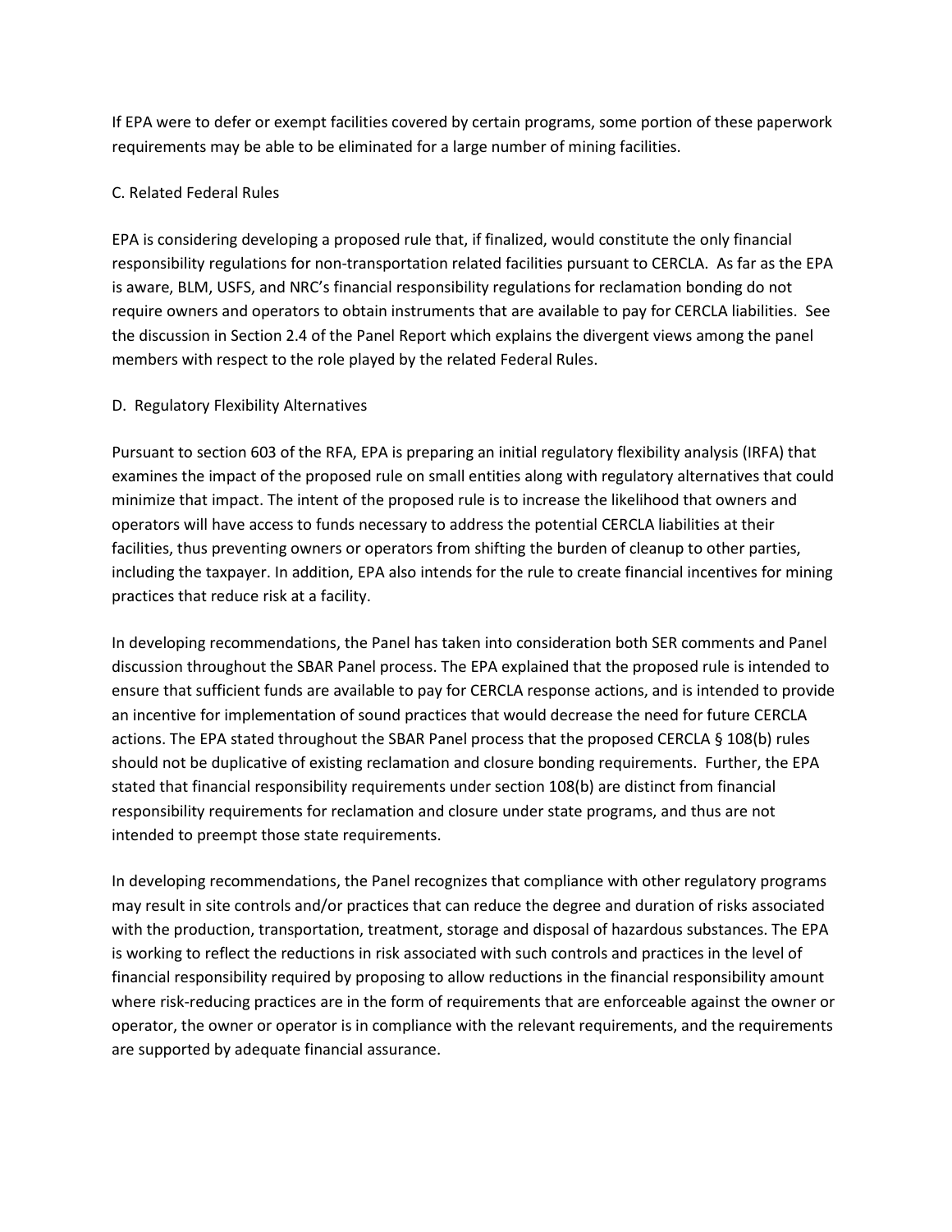If EPA were to defer or exempt facilities covered by certain programs, some portion of these paperwork requirements may be able to be eliminated for a large number of mining facilities.

### C. Related Federal Rules

EPA is considering developing a proposed rule that, if finalized, would constitute the only financial responsibility regulations for non-transportation related facilities pursuant to CERCLA. As far as the EPA is aware, BLM, USFS, and NRC's financial responsibility regulations for reclamation bonding do not require owners and operators to obtain instruments that are available to pay for CERCLA liabilities. See the discussion in Section 2.4 of the Panel Report which explains the divergent views among the panel members with respect to the role played by the related Federal Rules.

### D. Regulatory Flexibility Alternatives

Pursuant to section 603 of the RFA, EPA is preparing an initial regulatory flexibility analysis (IRFA) that examines the impact of the proposed rule on small entities along with regulatory alternatives that could minimize that impact. The intent of the proposed rule is to increase the likelihood that owners and operators will have access to funds necessary to address the potential CERCLA liabilities at their facilities, thus preventing owners or operators from shifting the burden of cleanup to other parties, including the taxpayer. In addition, EPA also intends for the rule to create financial incentives for mining practices that reduce risk at a facility.

In developing recommendations, the Panel has taken into consideration both SER comments and Panel discussion throughout the SBAR Panel process. The EPA explained that the proposed rule is intended to ensure that sufficient funds are available to pay for CERCLA response actions, and is intended to provide an incentive for implementation of sound practices that would decrease the need for future CERCLA actions. The EPA stated throughout the SBAR Panel process that the proposed CERCLA § 108(b) rules should not be duplicative of existing reclamation and closure bonding requirements. Further, the EPA stated that financial responsibility requirements under section 108(b) are distinct from financial responsibility requirements for reclamation and closure under state programs, and thus are not intended to preempt those state requirements.

In developing recommendations, the Panel recognizes that compliance with other regulatory programs may result in site controls and/or practices that can reduce the degree and duration of risks associated with the production, transportation, treatment, storage and disposal of hazardous substances. The EPA is working to reflect the reductions in risk associated with such controls and practices in the level of financial responsibility required by proposing to allow reductions in the financial responsibility amount where risk-reducing practices are in the form of requirements that are enforceable against the owner or operator, the owner or operator is in compliance with the relevant requirements, and the requirements are supported by adequate financial assurance.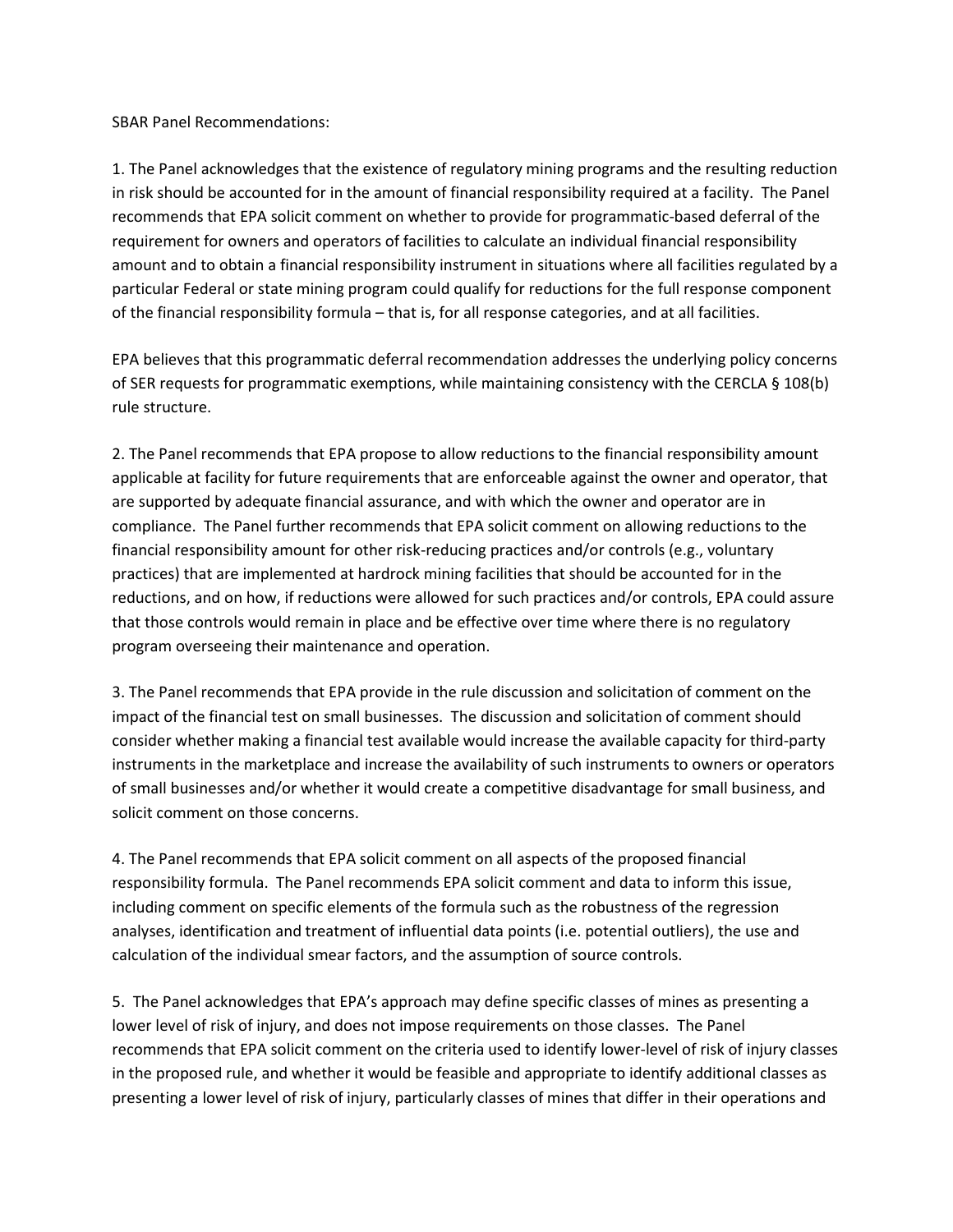SBAR Panel Recommendations:

1. The Panel acknowledges that the existence of regulatory mining programs and the resulting reduction in risk should be accounted for in the amount of financial responsibility required at a facility. The Panel recommends that EPA solicit comment on whether to provide for programmatic-based deferral of the requirement for owners and operators of facilities to calculate an individual financial responsibility amount and to obtain a financial responsibility instrument in situations where all facilities regulated by a particular Federal or state mining program could qualify for reductions for the full response component of the financial responsibility formula – that is, for all response categories, and at all facilities.

EPA believes that this programmatic deferral recommendation addresses the underlying policy concerns of SER requests for programmatic exemptions, while maintaining consistency with the CERCLA § 108(b) rule structure.

2. The Panel recommends that EPA propose to allow reductions to the financial responsibility amount applicable at facility for future requirements that are enforceable against the owner and operator, that are supported by adequate financial assurance, and with which the owner and operator are in compliance. The Panel further recommends that EPA solicit comment on allowing reductions to the financial responsibility amount for other risk-reducing practices and/or controls (e.g., voluntary practices) that are implemented at hardrock mining facilities that should be accounted for in the reductions, and on how, if reductions were allowed for such practices and/or controls, EPA could assure that those controls would remain in place and be effective over time where there is no regulatory program overseeing their maintenance and operation.

3. The Panel recommends that EPA provide in the rule discussion and solicitation of comment on the impact of the financial test on small businesses. The discussion and solicitation of comment should consider whether making a financial test available would increase the available capacity for third-party instruments in the marketplace and increase the availability of such instruments to owners or operators of small businesses and/or whether it would create a competitive disadvantage for small business, and solicit comment on those concerns.

4. The Panel recommends that EPA solicit comment on all aspects of the proposed financial responsibility formula. The Panel recommends EPA solicit comment and data to inform this issue, including comment on specific elements of the formula such as the robustness of the regression analyses, identification and treatment of influential data points (i.e. potential outliers), the use and calculation of the individual smear factors, and the assumption of source controls.

5. The Panel acknowledges that EPA's approach may define specific classes of mines as presenting a lower level of risk of injury, and does not impose requirements on those classes. The Panel recommends that EPA solicit comment on the criteria used to identify lower-level of risk of injury classes in the proposed rule, and whether it would be feasible and appropriate to identify additional classes as presenting a lower level of risk of injury, particularly classes of mines that differ in their operations and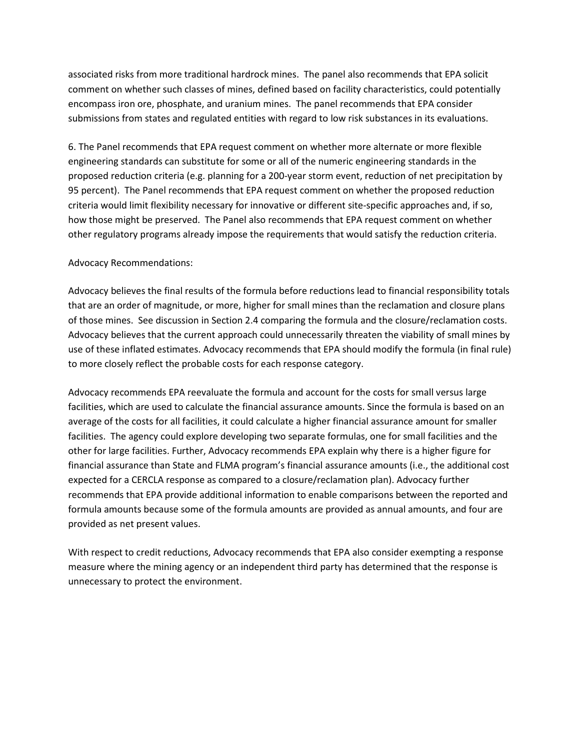associated risks from more traditional hardrock mines. The panel also recommends that EPA solicit comment on whether such classes of mines, defined based on facility characteristics, could potentially encompass iron ore, phosphate, and uranium mines. The panel recommends that EPA consider submissions from states and regulated entities with regard to low risk substances in its evaluations.

6. The Panel recommends that EPA request comment on whether more alternate or more flexible engineering standards can substitute for some or all of the numeric engineering standards in the proposed reduction criteria (e.g. planning for a 200-year storm event, reduction of net precipitation by 95 percent). The Panel recommends that EPA request comment on whether the proposed reduction criteria would limit flexibility necessary for innovative or different site-specific approaches and, if so, how those might be preserved. The Panel also recommends that EPA request comment on whether other regulatory programs already impose the requirements that would satisfy the reduction criteria.

Advocacy Recommendations:

Advocacy believes the final results of the formula before reductions lead to financial responsibility totals that are an order of magnitude, or more, higher for small mines than the reclamation and closure plans of those mines. See discussion in Section 2.4 comparing the formula and the closure/reclamation costs. Advocacy believes that the current approach could unnecessarily threaten the viability of small mines by use of these inflated estimates. Advocacy recommends that EPA should modify the formula (in final rule) to more closely reflect the probable costs for each response category.

Advocacy recommends EPA reevaluate the formula and account for the costs for small versus large facilities, which are used to calculate the financial assurance amounts. Since the formula is based on an average of the costs for all facilities, it could calculate a higher financial assurance amount for smaller facilities. The agency could explore developing two separate formulas, one for small facilities and the other for large facilities. Further, Advocacy recommends EPA explain why there is a higher figure for financial assurance than State and FLMA program's financial assurance amounts (i.e., the additional cost expected for a CERCLA response as compared to a closure/reclamation plan). Advocacy further recommends that EPA provide additional information to enable comparisons between the reported and formula amounts because some of the formula amounts are provided as annual amounts, and four are provided as net present values.

With respect to credit reductions, Advocacy recommends that EPA also consider exempting a response measure where the mining agency or an independent third party has determined that the response is unnecessary to protect the environment.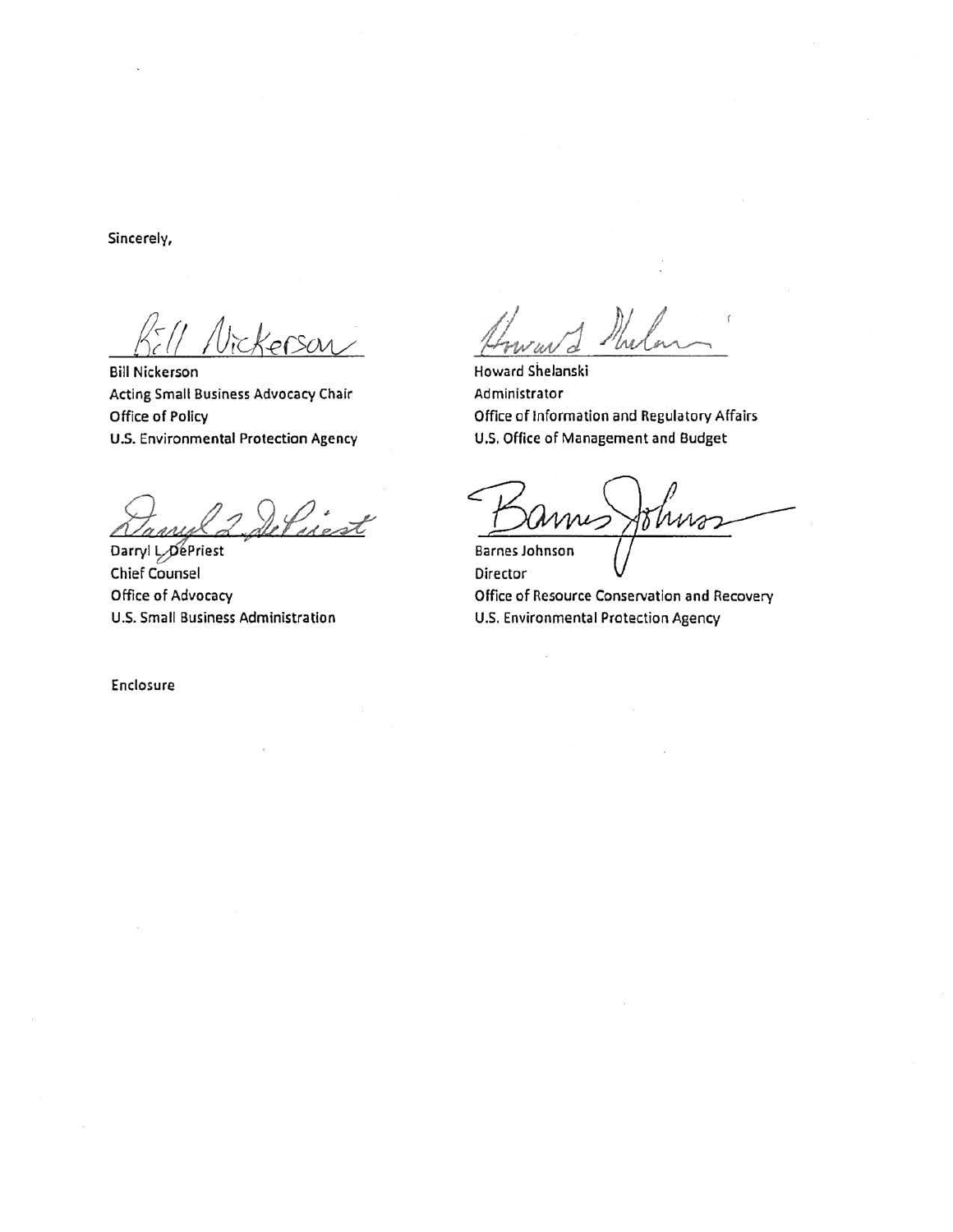Sincerely,

Bill Nickerson
Acting Small Business Advocacy Chair
Office of Policy
U.S. Environmental Protection Agency

Howard Shelanski
Administrator
Office of Information and Regulatory Affairs
U.S. Office of Management and Budget

Darryl L. DePriest
Chief Counsel
Office of Advocacy
U.S. Small Business Administration

Barnes Johnson
Director
Office of Resource Conservation and Recovery
U.S. Environmental Protection Agency

Enclosure